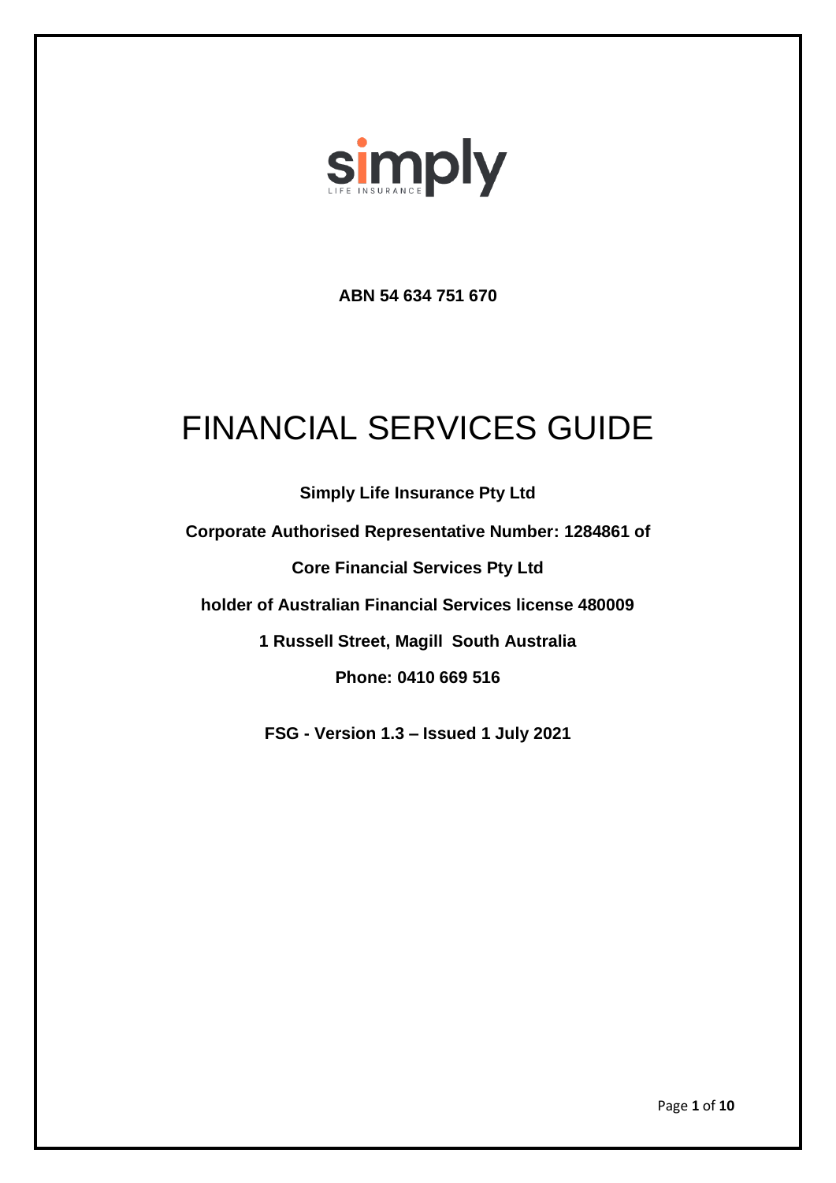simply

LIFE INSURANCE

**ABN 54 634 751 670**

# FINANCIAL SERVICES GUIDE

**Simply Life Insurance Pty Ltd**

**Corporate Authorised Representative Number: 1284861 of**

**Core Financial Services Pty Ltd**

**holder of Australian Financial Services license 480009**

**1 Russell Street, Magill South Australia**

**Phone: 0410 669 516**

**FSG - Version 1.3 – Issued 1 July 2021**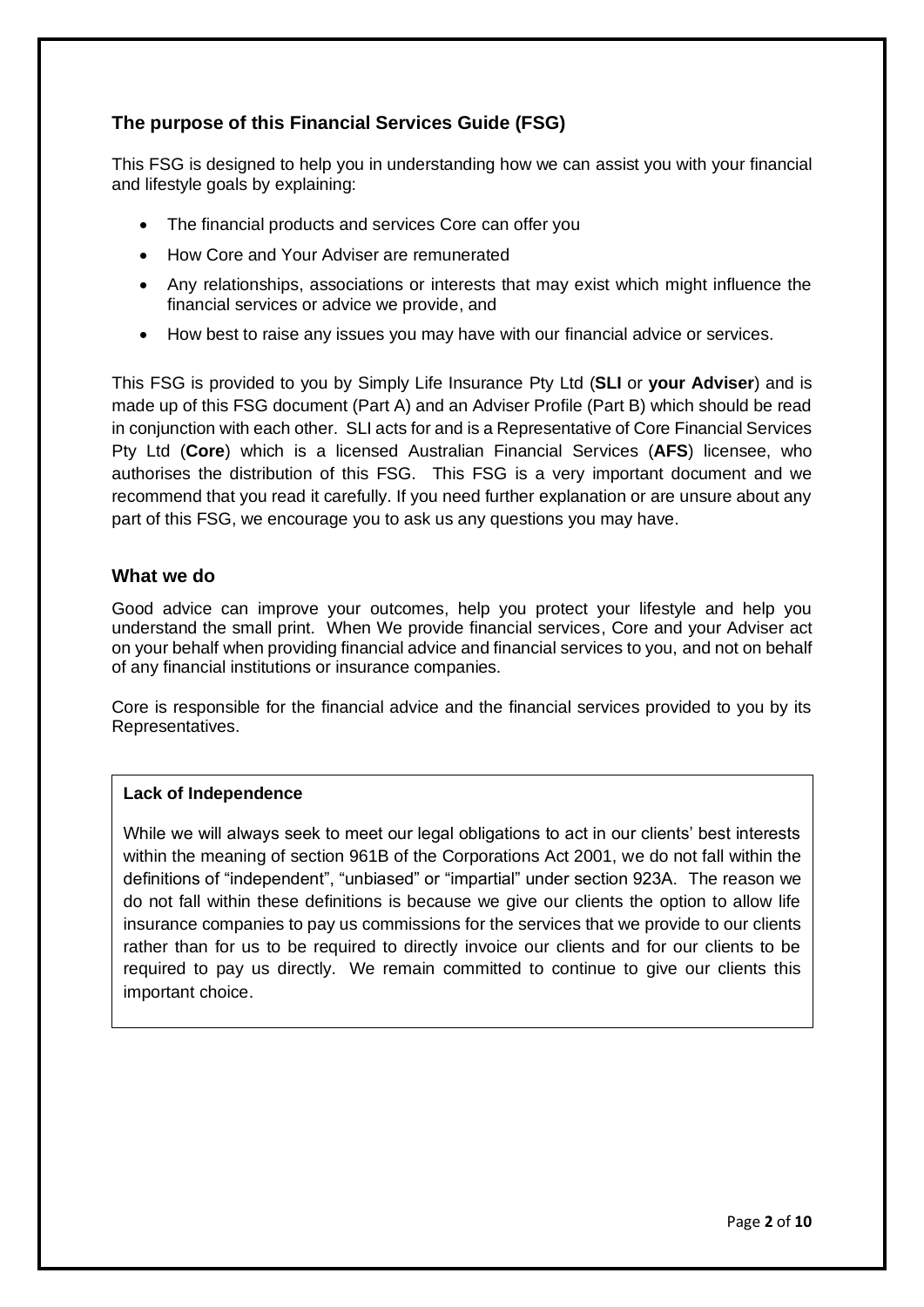## The purpose of this Financial Services Guide (FSG)

This FSG is designed to help you in understanding how we can assist you with your financial and lifestyle goals by explaining:

- The financial products and services Core can offer you
- How Core and Your Adviser are remunerated
- Any relationships, associations or interests that may exist which might influence the financial services or advice we provide, and
- How best to raise any issues you may have with our financial advice or services.

This FSG is provided to you by Simply Life Insurance Pty Ltd (**SLI** or **your Adviser**) and is made up of this FSG document (Part A) and an Adviser Profile (Part B) which should be read in conjunction with each other. SLI acts for and is a Representative of Core Financial Services Pty Ltd (**Core**) which is a licensed Australian Financial Services (**AFS**) licensee, who authorises the distribution of this FSG. This FSG is a very important document and we recommend that you read it carefully. If you need further explanation or are unsure about any part of this FSG, we encourage you to ask us any questions you may have.

## What we do

Good advice can improve your outcomes, help you protect your lifestyle and help you understand the small print. When We provide financial services, Core and your Adviser act on your behalf when providing financial advice and financial services to you, and not on behalf of any financial institutions or insurance companies.

Core is responsible for the financial advice and the financial services provided to you by its Representatives.

**Lack of Independence**

While we will always seek to meet our legal obligations to act in our clients' best interests within the meaning of section 961B of the Corporations Act 2001, we do not fall within the definitions of "independent", "unbiased" or "impartial" under section 923A. The reason we do not fall within these definitions is because we give our clients the option to allow life insurance companies to pay us commissions for the services that we provide to our clients rather than for us to be required to directly invoice our clients and for our clients to be required to pay us directly. We remain committed to continue to give our clients this important choice.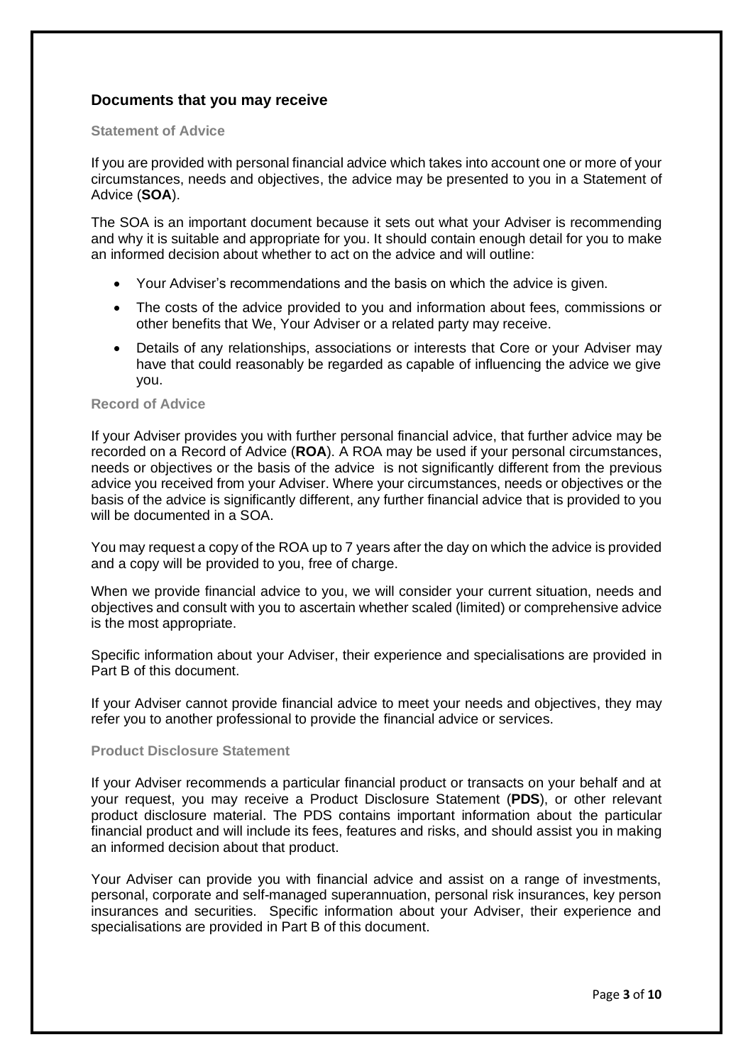## Documents that you may receive

### Statement of Advice

If you are provided with personal financial advice which takes into account one or more of your circumstances, needs and objectives, the advice may be presented to you in a Statement of Advice (**SOA**).

The SOA is an important document because it sets out what your Adviser is recommending and why it is suitable and appropriate for you. It should contain enough detail for you to make an informed decision about whether to act on the advice and will outline:

- Your Adviser's recommendations and the basis on which the advice is given.
- The costs of the advice provided to you and information about fees, commissions or other benefits that We, Your Adviser or a related party may receive.
- Details of any relationships, associations or interests that Core or your Adviser may have that could reasonably be regarded as capable of influencing the advice we give you.

### Record of Advice

If your Adviser provides you with further personal financial advice, that further advice may be recorded on a Record of Advice (**ROA**). A ROA may be used if your personal circumstances, needs or objectives or the basis of the advice is not significantly different from the previous advice you received from your Adviser. Where your circumstances, needs or objectives or the basis of the advice is significantly different, any further financial advice that is provided to you will be documented in a SOA.

You may request a copy of the ROA up to 7 years after the day on which the advice is provided and a copy will be provided to you, free of charge.

When we provide financial advice to you, we will consider your current situation, needs and objectives and consult with you to ascertain whether scaled (limited) or comprehensive advice is the most appropriate.

Specific information about your Adviser, their experience and specialisations are provided in Part B of this document.

If your Adviser cannot provide financial advice to meet your needs and objectives, they may refer you to another professional to provide the financial advice or services.

### Product Disclosure Statement

If your Adviser recommends a particular financial product or transacts on your behalf and at your request, you may receive a Product Disclosure Statement (**PDS**), or other relevant product disclosure material. The PDS contains important information about the particular financial product and will include its fees, features and risks, and should assist you in making an informed decision about that product.

Your Adviser can provide you with financial advice and assist on a range of investments, personal, corporate and self-managed superannuation, personal risk insurances, key person insurances and securities. Specific information about your Adviser, their experience and specialisations are provided in Part B of this document.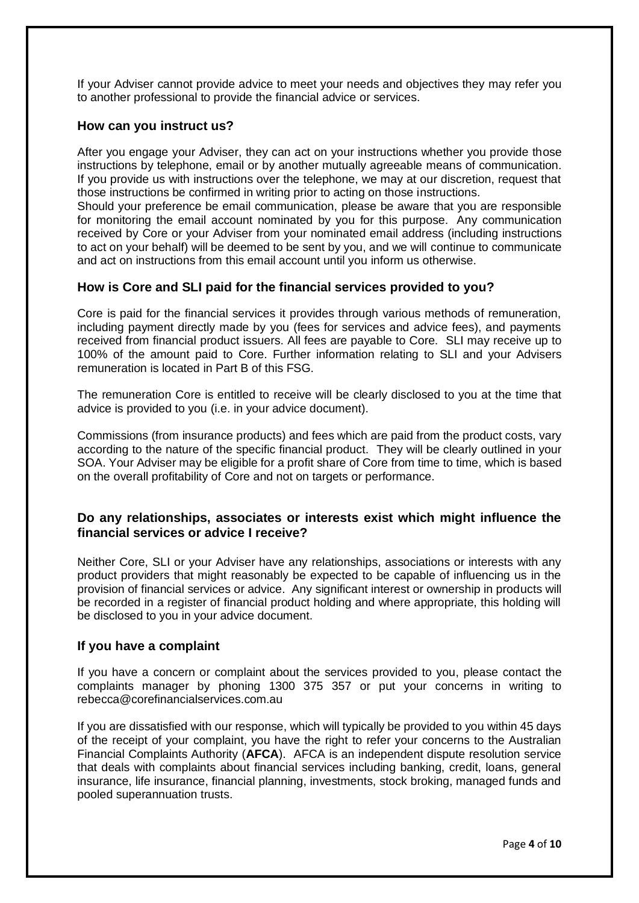If your Adviser cannot provide advice to meet your needs and objectives they may refer you to another professional to provide the financial advice or services.

### How can you instruct us?

After you engage your Adviser, they can act on your instructions whether you provide those instructions by telephone, email or by another mutually agreeable means of communication. If you provide us with instructions over the telephone, we may at our discretion, request that those instructions be confirmed in writing prior to acting on those instructions.

Should your preference be email communication, please be aware that you are responsible for monitoring the email account nominated by you for this purpose. Any communication received by Core or your Adviser from your nominated email address (including instructions to act on your behalf) will be deemed to be sent by you, and we will continue to communicate and act on instructions from this email account until you inform us otherwise.

### How is Core and SLI paid for the financial services provided to you?

Core is paid for the financial services it provides through various methods of remuneration, including payment directly made by you (fees for services and advice fees), and payments received from financial product issuers. All fees are payable to Core. SLI may receive up to 100% of the amount paid to Core. Further information relating to SLI and your Advisers remuneration is located in Part B of this FSG.

The remuneration Core is entitled to receive will be clearly disclosed to you at the time that advice is provided to you (i.e. in your advice document).

Commissions (from insurance products) and fees which are paid from the product costs, vary according to the nature of the specific financial product. They will be clearly outlined in your SOA. Your Adviser may be eligible for a profit share of Core from time to time, which is based on the overall profitability of Core and not on targets or performance.

### Do any relationships, associates or interests exist which might influence the financial services or advice I receive?

Neither Core, SLI or your Adviser have any relationships, associations or interests with any product providers that might reasonably be expected to be capable of influencing us in the provision of financial services or advice. Any significant interest or ownership in products will be recorded in a register of financial product holding and where appropriate, this holding will be disclosed to you in your advice document.

### If you have a complaint

If you have a concern or complaint about the services provided to you, please contact the complaints manager by phoning 1300 375 357 or put your concerns in writing to rebecca@corefinancialservices.com.au

If you are dissatisfied with our response, which will typically be provided to you within 45 days of the receipt of your complaint, you have the right to refer your concerns to the Australian Financial Complaints Authority (**AFCA**). AFCA is an independent dispute resolution service that deals with complaints about financial services including banking, credit, loans, general insurance, life insurance, financial planning, investments, stock broking, managed funds and pooled superannuation trusts.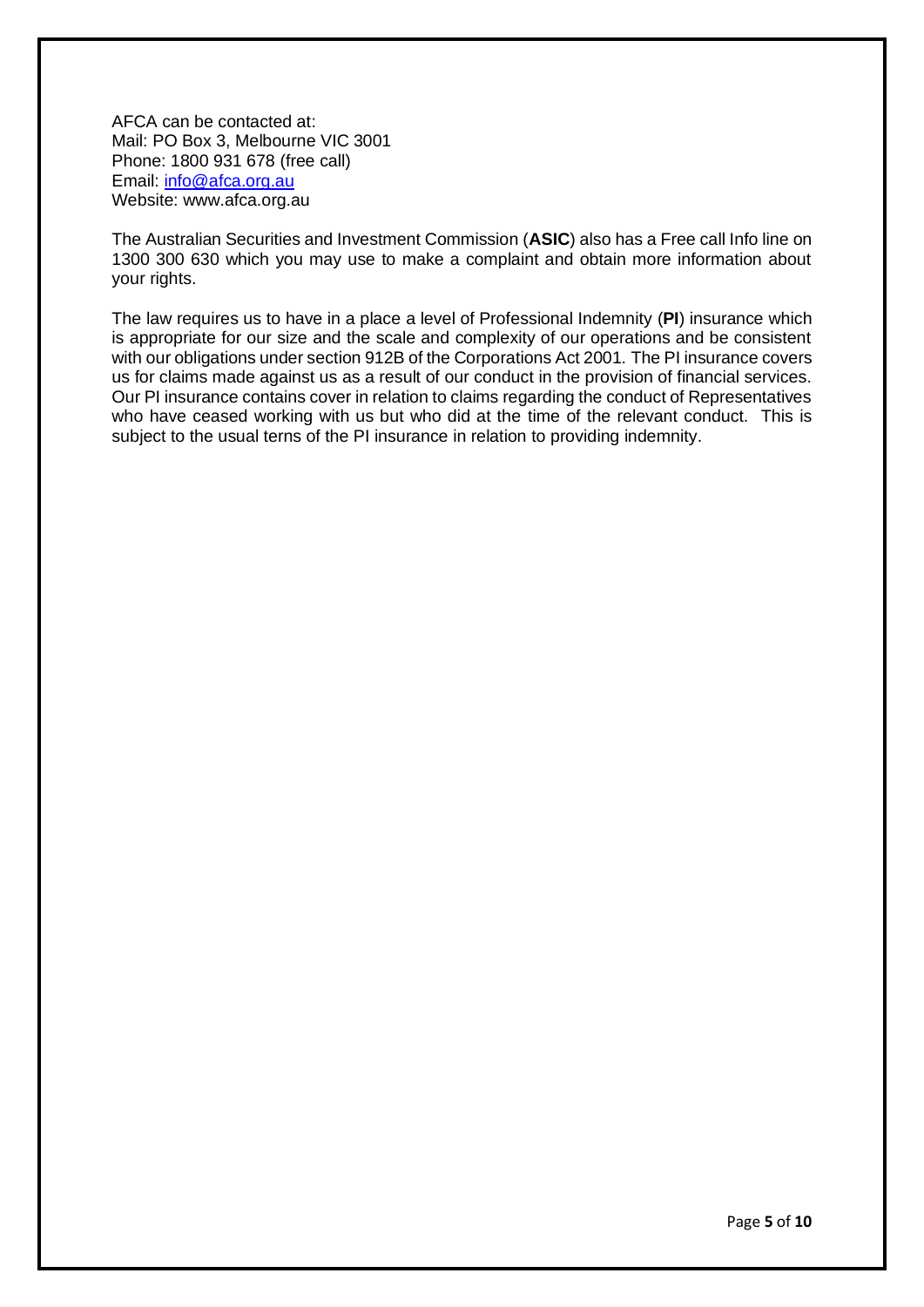AFCA can be contacted at:
Mail: PO Box 3, Melbourne VIC 3001
Phone: 1800 931 678 (free call)
Email: info@afca.org.au
Website: www.afca.org.au

The Australian Securities and Investment Commission (**ASIC**) also has a Free call Info line on 1300 300 630 which you may use to make a complaint and obtain more information about your rights.

The law requires us to have in a place a level of Professional Indemnity (**PI**) insurance which is appropriate for our size and the scale and complexity of our operations and be consistent with our obligations under section 912B of the Corporations Act 2001. The PI insurance covers us for claims made against us as a result of our conduct in the provision of financial services. Our PI insurance contains cover in relation to claims regarding the conduct of Representatives who have ceased working with us but who did at the time of the relevant conduct. This is subject to the usual terns of the PI insurance in relation to providing indemnity.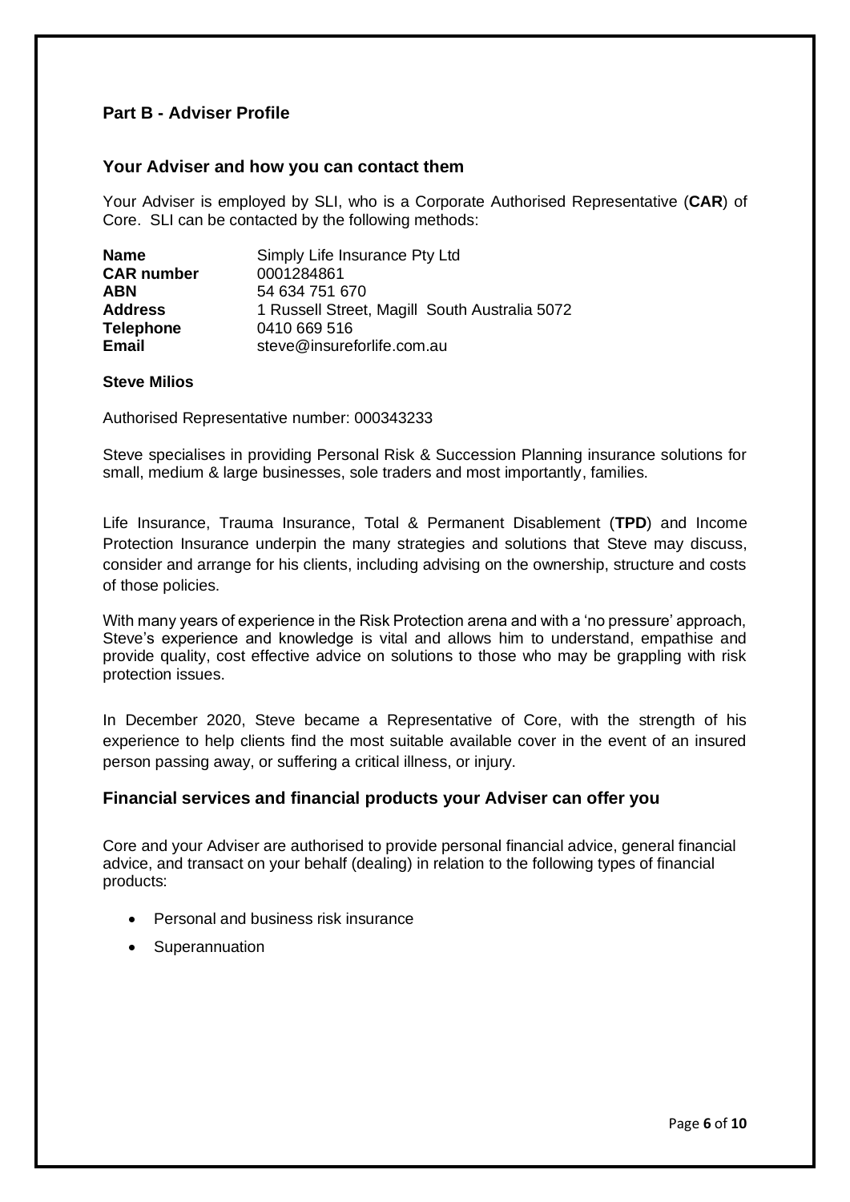## Part B - Adviser Profile

### Your Adviser and how you can contact them

Your Adviser is employed by SLI, who is a Corporate Authorised Representative (**CAR**) of Core. SLI can be contacted by the following methods:

| | |
|---|---|
| **Name** | Simply Life Insurance Pty Ltd |
| **CAR number** | 0001284861 |
| **ABN** | 54 634 751 670 |
| **Address** | 1 Russell Street, Magill South Australia 5072 |
| **Telephone** | 0410 669 516 |
| **Email** | steve@insureforlife.com.au |

**Steve Milios**

Authorised Representative number: 000343233

Steve specialises in providing Personal Risk & Succession Planning insurance solutions for small, medium & large businesses, sole traders and most importantly, families.

Life Insurance, Trauma Insurance, Total & Permanent Disablement (**TPD**) and Income Protection Insurance underpin the many strategies and solutions that Steve may discuss, consider and arrange for his clients, including advising on the ownership, structure and costs of those policies.

With many years of experience in the Risk Protection arena and with a 'no pressure' approach, Steve's experience and knowledge is vital and allows him to understand, empathise and provide quality, cost effective advice on solutions to those who may be grappling with risk protection issues.

In December 2020, Steve became a Representative of Core, with the strength of his experience to help clients find the most suitable available cover in the event of an insured person passing away, or suffering a critical illness, or injury.

### Financial services and financial products your Adviser can offer you

Core and your Adviser are authorised to provide personal financial advice, general financial advice, and transact on your behalf (dealing) in relation to the following types of financial products:

- Personal and business risk insurance
- Superannuation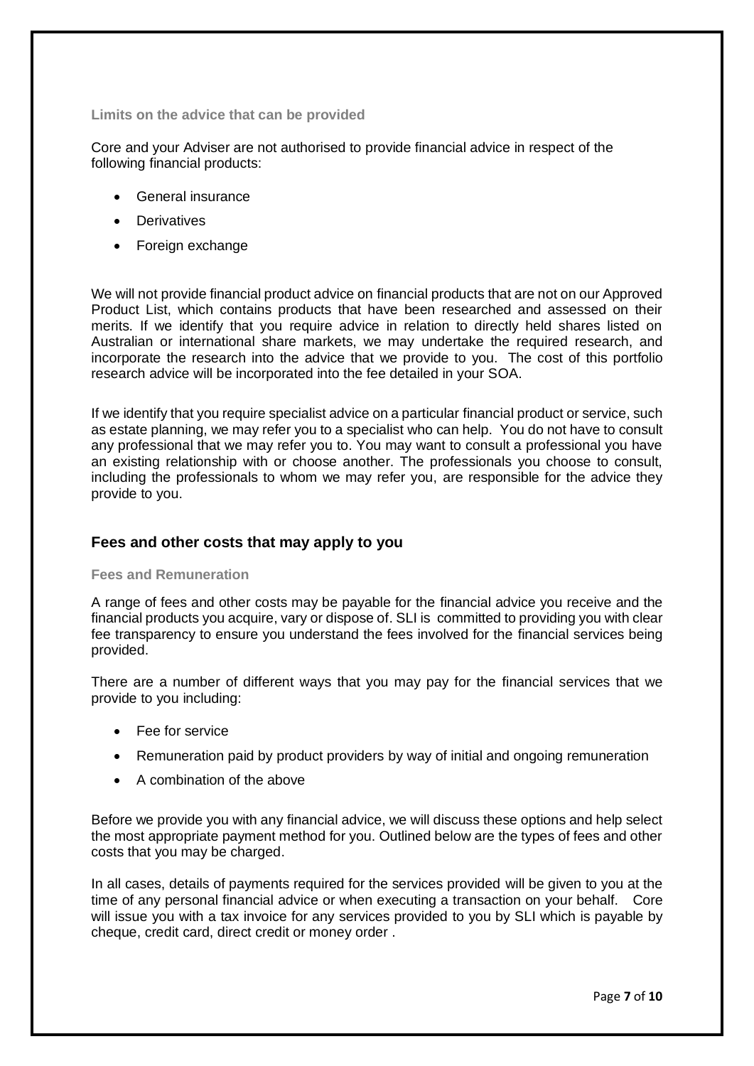### Limits on the advice that can be provided

Core and your Adviser are not authorised to provide financial advice in respect of the following financial products:

- General insurance
- Derivatives
- Foreign exchange

We will not provide financial product advice on financial products that are not on our Approved Product List, which contains products that have been researched and assessed on their merits. If we identify that you require advice in relation to directly held shares listed on Australian or international share markets, we may undertake the required research, and incorporate the research into the advice that we provide to you. The cost of this portfolio research advice will be incorporated into the fee detailed in your SOA.

If we identify that you require specialist advice on a particular financial product or service, such as estate planning, we may refer you to a specialist who can help. You do not have to consult any professional that we may refer you to. You may want to consult a professional you have an existing relationship with or choose another. The professionals you choose to consult, including the professionals to whom we may refer you, are responsible for the advice they provide to you.

## Fees and other costs that may apply to you

### Fees and Remuneration

A range of fees and other costs may be payable for the financial advice you receive and the financial products you acquire, vary or dispose of. SLI is committed to providing you with clear fee transparency to ensure you understand the fees involved for the financial services being provided.

There are a number of different ways that you may pay for the financial services that we provide to you including:

- Fee for service
- Remuneration paid by product providers by way of initial and ongoing remuneration
- A combination of the above

Before we provide you with any financial advice, we will discuss these options and help select the most appropriate payment method for you. Outlined below are the types of fees and other costs that you may be charged.

In all cases, details of payments required for the services provided will be given to you at the time of any personal financial advice or when executing a transaction on your behalf. Core will issue you with a tax invoice for any services provided to you by SLI which is payable by cheque, credit card, direct credit or money order .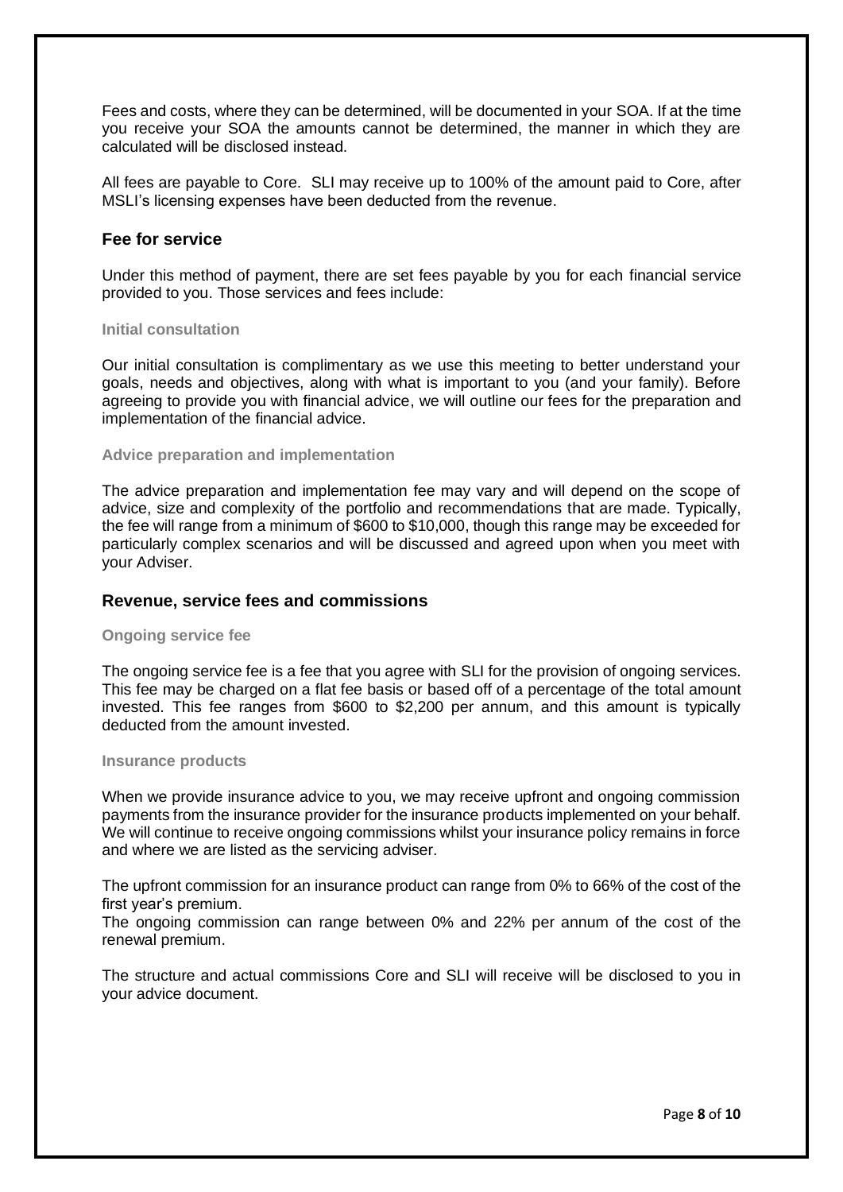Fees and costs, where they can be determined, will be documented in your SOA. If at the time you receive your SOA the amounts cannot be determined, the manner in which they are calculated will be disclosed instead.

All fees are payable to Core. SLI may receive up to 100% of the amount paid to Core, after MSLI's licensing expenses have been deducted from the revenue.

## Fee for service

Under this method of payment, there are set fees payable by you for each financial service provided to you. Those services and fees include:

### Initial consultation

Our initial consultation is complimentary as we use this meeting to better understand your goals, needs and objectives, along with what is important to you (and your family). Before agreeing to provide you with financial advice, we will outline our fees for the preparation and implementation of the financial advice.

### Advice preparation and implementation

The advice preparation and implementation fee may vary and will depend on the scope of advice, size and complexity of the portfolio and recommendations that are made. Typically, the fee will range from a minimum of $600 to $10,000, though this range may be exceeded for particularly complex scenarios and will be discussed and agreed upon when you meet with your Adviser.

## Revenue, service fees and commissions

### Ongoing service fee

The ongoing service fee is a fee that you agree with SLI for the provision of ongoing services. This fee may be charged on a flat fee basis or based off of a percentage of the total amount invested. This fee ranges from $600 to $2,200 per annum, and this amount is typically deducted from the amount invested.

### Insurance products

When we provide insurance advice to you, we may receive upfront and ongoing commission payments from the insurance provider for the insurance products implemented on your behalf. We will continue to receive ongoing commissions whilst your insurance policy remains in force and where we are listed as the servicing adviser.

The upfront commission for an insurance product can range from 0% to 66% of the cost of the first year's premium.
The ongoing commission can range between 0% and 22% per annum of the cost of the renewal premium.

The structure and actual commissions Core and SLI will receive will be disclosed to you in your advice document.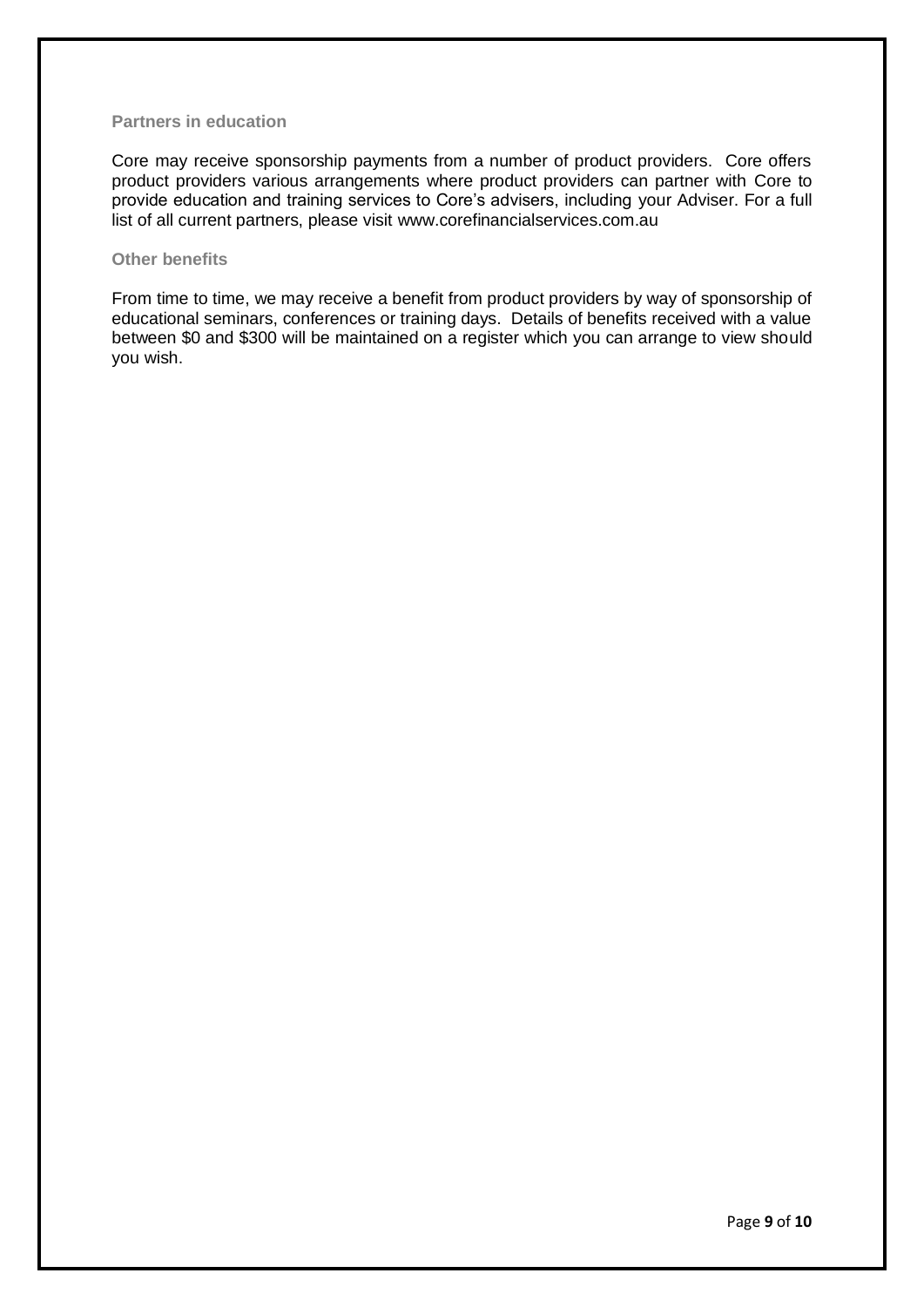### Partners in education

Core may receive sponsorship payments from a number of product providers. Core offers product providers various arrangements where product providers can partner with Core to provide education and training services to Core's advisers, including your Adviser. For a full list of all current partners, please visit www.corefinancialservices.com.au

### Other benefits

From time to time, we may receive a benefit from product providers by way of sponsorship of educational seminars, conferences or training days. Details of benefits received with a value between $0 and $300 will be maintained on a register which you can arrange to view should you wish.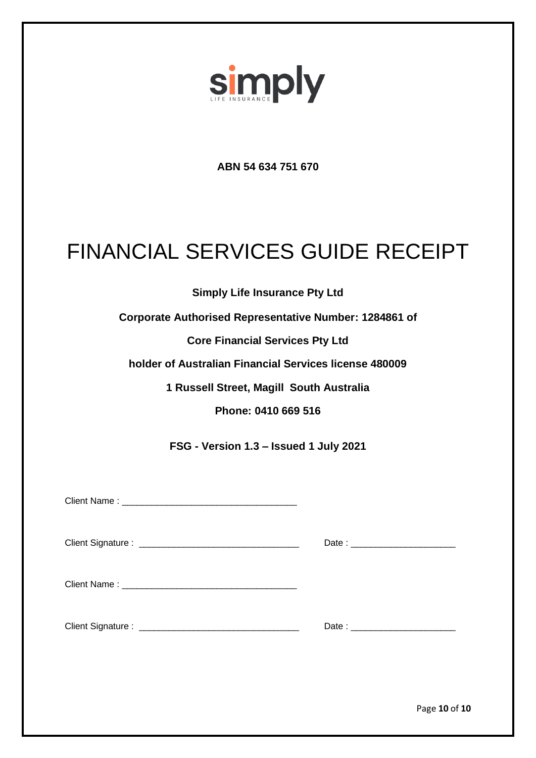simply

LIFE INSURANCE

**ABN 54 634 751 670**

# FINANCIAL SERVICES GUIDE RECEIPT

**Simply Life Insurance Pty Ltd**

**Corporate Authorised Representative Number: 1284861 of**

**Core Financial Services Pty Ltd**

**holder of Australian Financial Services license 480009**

**1 Russell Street, Magill South Australia**

**Phone: 0410 669 516**

**FSG - Version 1.3 – Issued 1 July 2021**

Client Name : ___________________________________

Client Signature : ________________________________ Date : _____________________

Client Name : ___________________________________

Client Signature : ________________________________ Date : _____________________